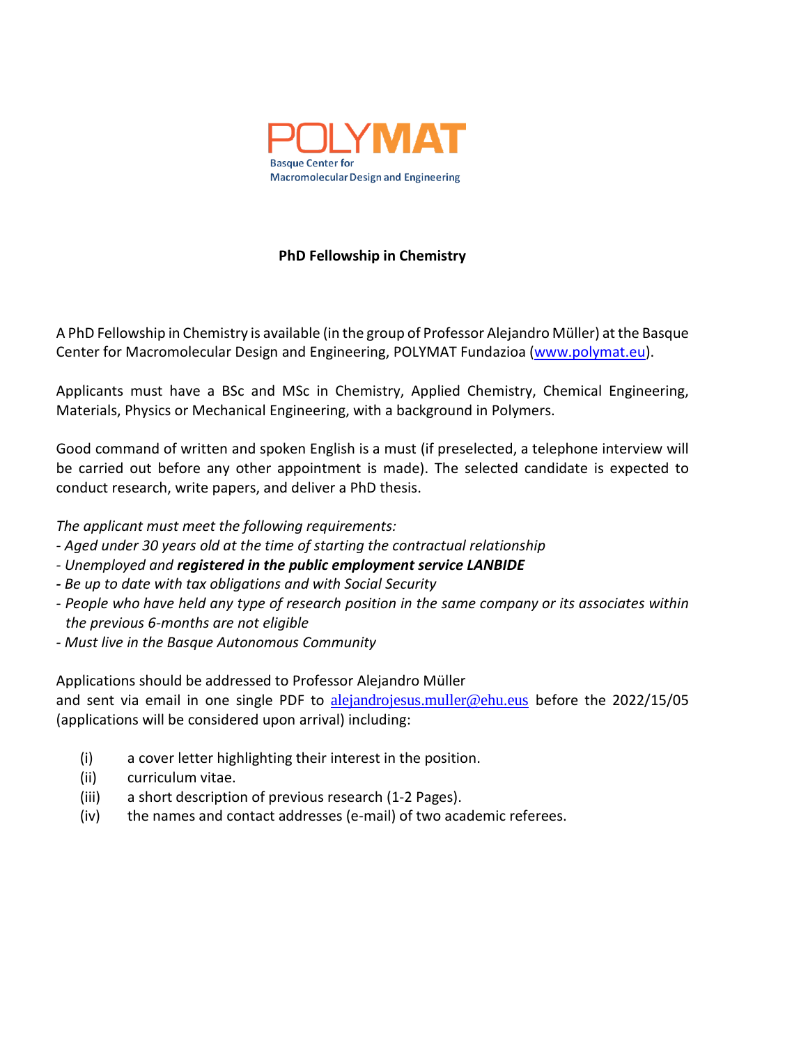POLYMAT

Basque Center for
Macromolecular Design and Engineering

**PhD Fellowship in Chemistry**

A PhD Fellowship in Chemistry is available (in the group of Professor Alejandro Müller) at the Basque Center for Macromolecular Design and Engineering, POLYMAT Fundazioa ([www.polymat.eu](http://www.polymat.eu)).

Applicants must have a BSc and MSc in Chemistry, Applied Chemistry, Chemical Engineering, Materials, Physics or Mechanical Engineering, with a background in Polymers.

Good command of written and spoken English is a must (if preselected, a telephone interview will be carried out before any other appointment is made). The selected candidate is expected to conduct research, write papers, and deliver a PhD thesis.

*The applicant must meet the following requirements:*

- *Aged under 30 years old at the time of starting the contractual relationship*
- *Unemployed and* ***registered in the public employment service LANBIDE***
- *Be up to date with tax obligations and with Social Security*
- *People who have held any type of research position in the same company or its associates within the previous 6-months are not eligible*
- *Must live in the Basque Autonomous Community*

Applications should be addressed to Professor Alejandro Müller and sent via email in one single PDF to [alejandrojesus.muller@ehu.eus](mailto:alejandrojesus.muller@ehu.eus) before the 2022/15/05 (applications will be considered upon arrival) including:

(i) a cover letter highlighting their interest in the position.
(ii) curriculum vitae.
(iii) a short description of previous research (1-2 Pages).
(iv) the names and contact addresses (e-mail) of two academic referees.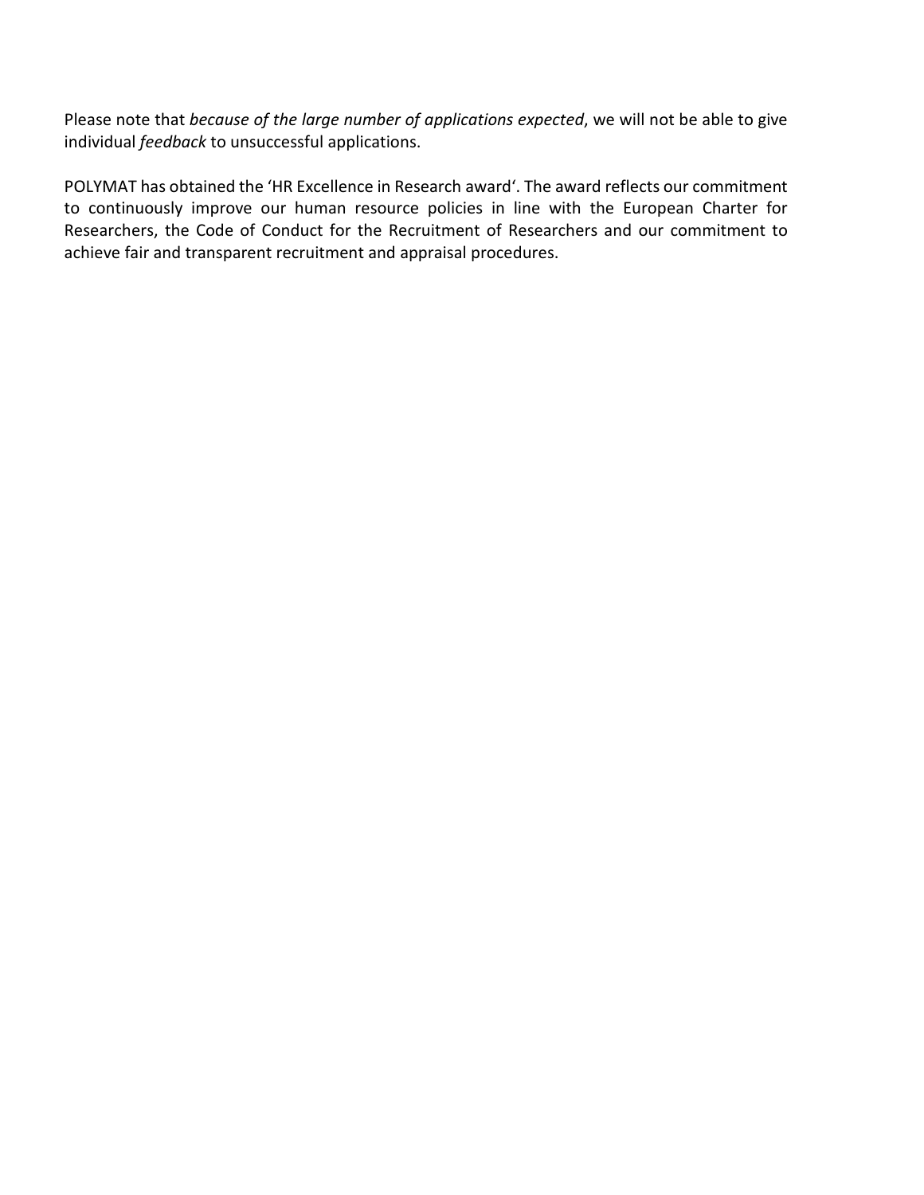Please note that *because of the large number of applications expected*, we will not be able to give individual *feedback* to unsuccessful applications.

POLYMAT has obtained the 'HR Excellence in Research award'. The award reflects our commitment to continuously improve our human resource policies in line with the European Charter for Researchers, the Code of Conduct for the Recruitment of Researchers and our commitment to achieve fair and transparent recruitment and appraisal procedures.